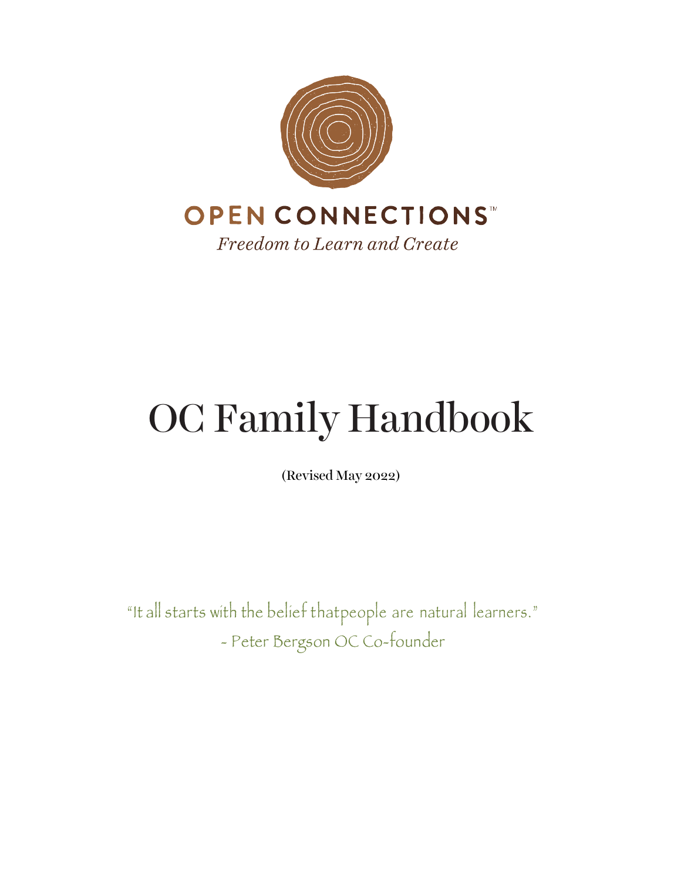OPEN CONNECTIONS™

*Freedom to Learn and Create*

# OC Family Handbook

(Revised May 2022)

"It all starts with the belief thatpeople are natural learners."

- Peter Bergson OC Co-founder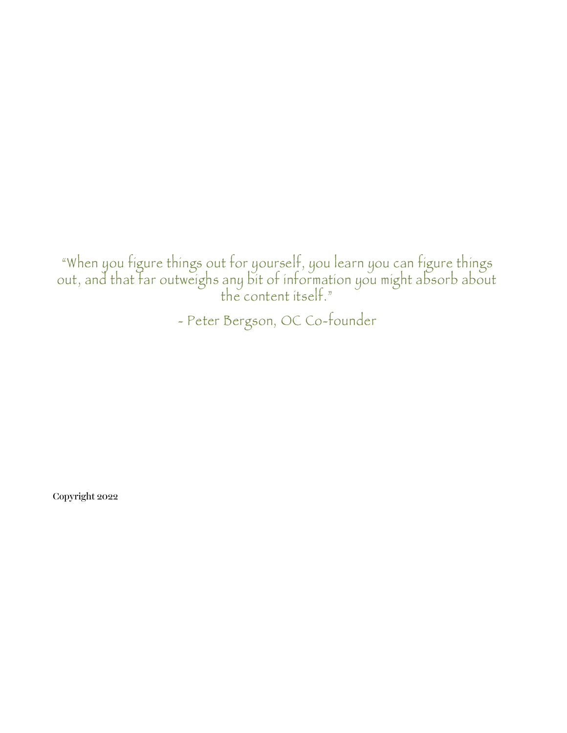"When you figure things out for yourself, you learn you can figure things out, and that far outweighs any bit of information you might absorb about the content itself."

- Peter Bergson, OC Co-founder

Copyright 2022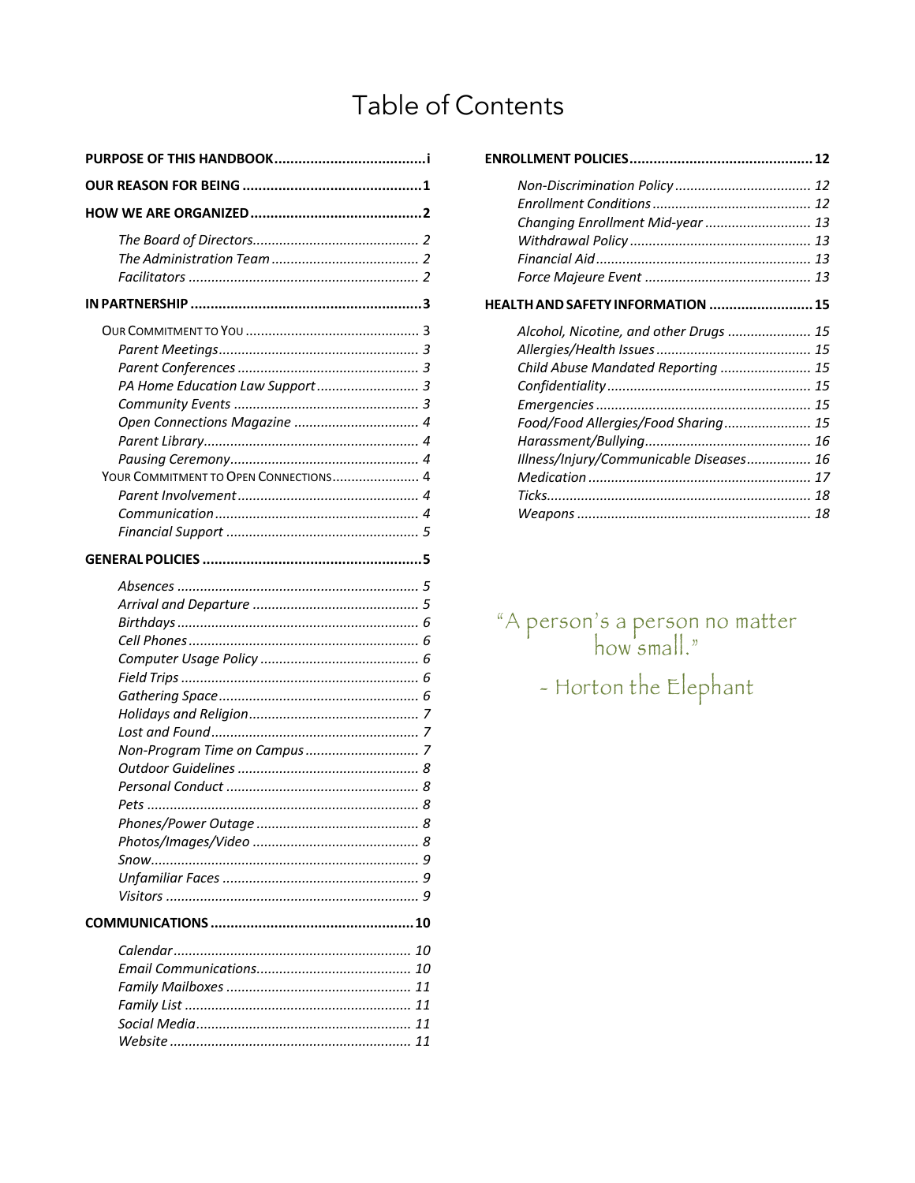# Table of Contents

**PURPOSE OF THIS HANDBOOK** .................................... i

**OUR REASON FOR BEING** .................................... 1

**HOW WE ARE ORGANIZED** .................................... 2

- *The Board of Directors* .................................... 2
- *The Administration Team* .................................... 2
- *Facilitators* .................................... 2

**IN PARTNERSHIP** .................................... 3

- OUR COMMITMENT TO YOU .................................... 3
  - *Parent Meetings* .................................... 3
  - *Parent Conferences* .................................... 3
  - *PA Home Education Law Support* .................................... 3
  - *Community Events* .................................... 3
  - *Open Connections Magazine* .................................... 4
  - *Parent Library* .................................... 4
  - *Pausing Ceremony* .................................... 4
- YOUR COMMITMENT TO OPEN CONNECTIONS .................................... 4
  - *Parent Involvement* .................................... 4
  - *Communication* .................................... 4
  - *Financial Support* .................................... 5

**GENERAL POLICIES** .................................... 5

- *Absences* .................................... 5
- *Arrival and Departure* .................................... 5
- *Birthdays* .................................... 6
- *Cell Phones* .................................... 6
- *Computer Usage Policy* .................................... 6
- *Field Trips* .................................... 6
- *Gathering Space* .................................... 6
- *Holidays and Religion* .................................... 7
- *Lost and Found* .................................... 7
- *Non-Program Time on Campus* .................................... 7
- *Outdoor Guidelines* .................................... 8
- *Personal Conduct* .................................... 8
- *Pets* .................................... 8
- *Phones/Power Outage* .................................... 8
- *Photos/Images/Video* .................................... 8
- *Snow* .................................... 9
- *Unfamiliar Faces* .................................... 9
- *Visitors* .................................... 9

**COMMUNICATIONS** .................................... 10

- *Calendar* .................................... 10
- *Email Communications* .................................... 10
- *Family Mailboxes* .................................... 11
- *Family List* .................................... 11
- *Social Media* .................................... 11
- *Website* .................................... 11

**ENROLLMENT POLICIES** .................................... 12

- *Non-Discrimination Policy* .................................... 12
- *Enrollment Conditions* .................................... 12
- *Changing Enrollment Mid-year* .................................... 13
- *Withdrawal Policy* .................................... 13
- *Financial Aid* .................................... 13
- *Force Majeure Event* .................................... 13

**HEALTH AND SAFETY INFORMATION** .................................... 15

- *Alcohol, Nicotine, and other Drugs* .................................... 15
- *Allergies/Health Issues* .................................... 15
- *Child Abuse Mandated Reporting* .................................... 15
- *Confidentiality* .................................... 15
- *Emergencies* .................................... 15
- *Food/Food Allergies/Food Sharing* .................................... 15
- *Harassment/Bullying* .................................... 16
- *Illness/Injury/Communicable Diseases* .................................... 16
- *Medication* .................................... 17
- *Ticks* .................................... 18
- *Weapons* .................................... 18

"A person's a person no matter how small."

- Horton the Elephant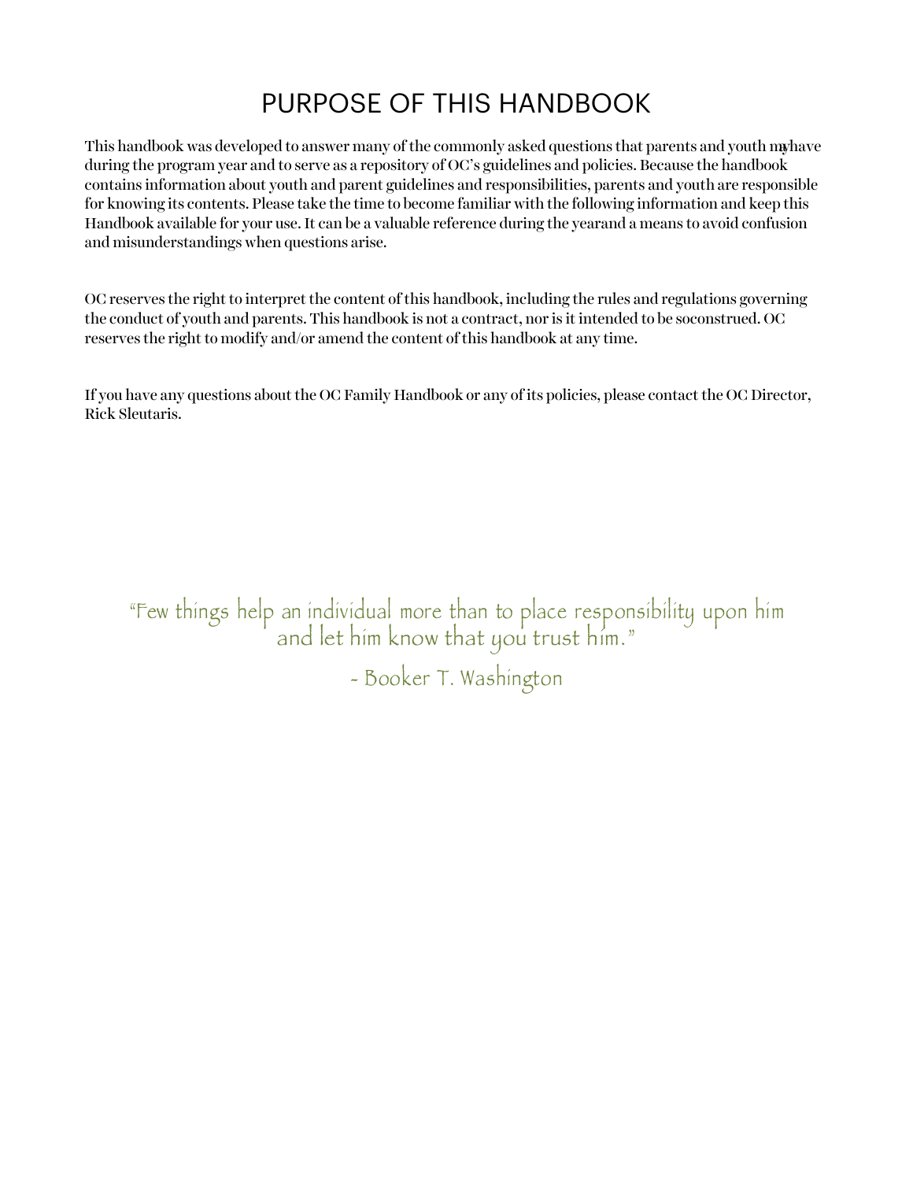# PURPOSE OF THIS HANDBOOK

This handbook was developed to answer many of the commonly asked questions that parents and youth may have during the program year and to serve as a repository of OC's guidelines and policies. Because the handbook contains information about youth and parent guidelines and responsibilities, parents and youth are responsible for knowing its contents. Please take the time to become familiar with the following information and keep this Handbook available for your use. It can be a valuable reference during the yearand a means to avoid confusion and misunderstandings when questions arise.

OC reserves the right to interpret the content of this handbook, including the rules and regulations governing the conduct of youth and parents. This handbook is not a contract, nor is it intended to be soconstrued. OC reserves the right to modify and/or amend the content of this handbook at any time.

If you have any questions about the OC Family Handbook or any of its policies, please contact the OC Director, Rick Sleutaris.

*"Few things help an individual more than to place responsibility upon him and let him know that you trust him."*

*- Booker T. Washington*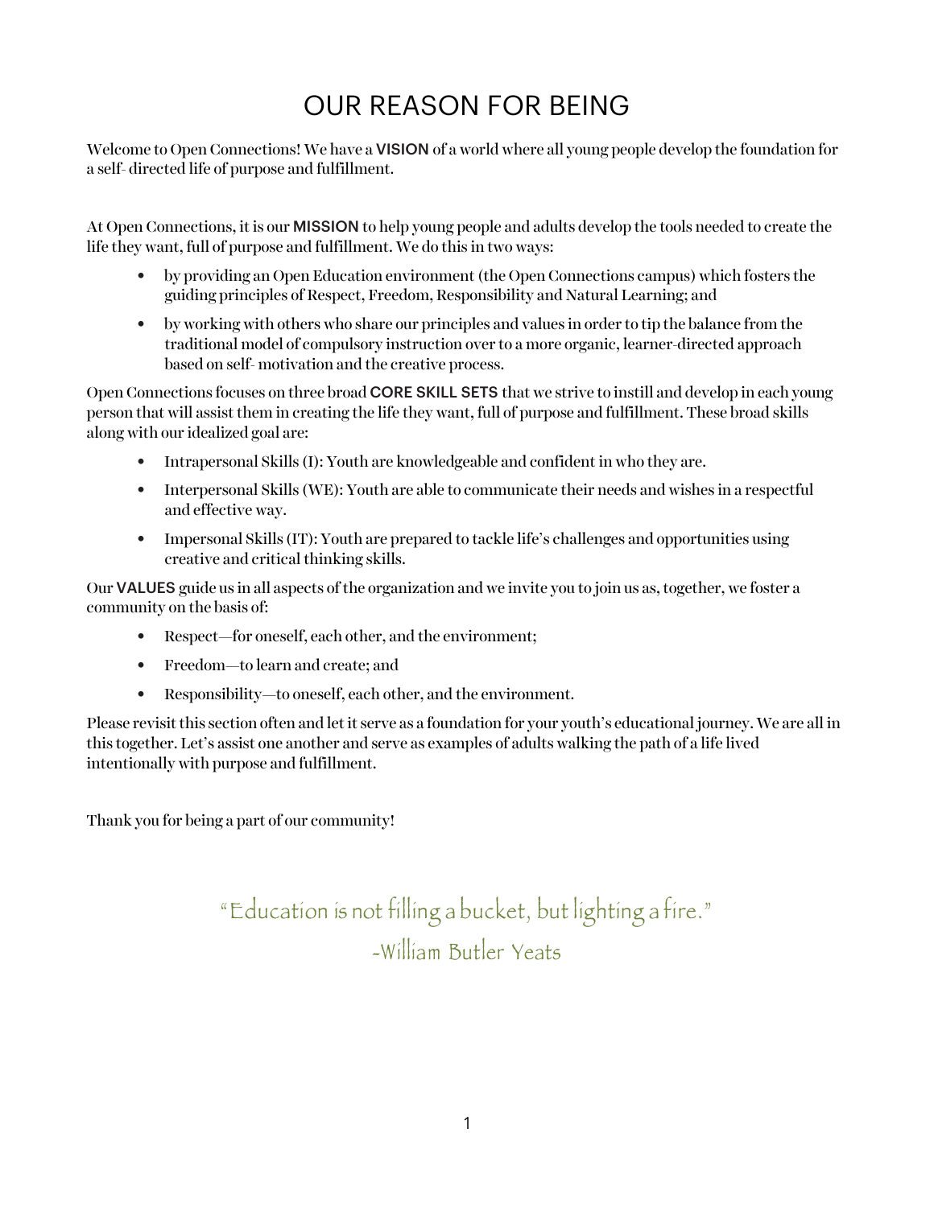# OUR REASON FOR BEING

Welcome to Open Connections! We have a **VISION** of a world where all young people develop the foundation for a self- directed life of purpose and fulfillment.

At Open Connections, it is our **MISSION** to help young people and adults develop the tools needed to create the life they want, full of purpose and fulfillment. We do this in two ways:

- by providing an Open Education environment (the Open Connections campus) which fosters the guiding principles of Respect, Freedom, Responsibility and Natural Learning; and
- by working with others who share our principles and values in order to tip the balance from the traditional model of compulsory instruction over to a more organic, learner-directed approach based on self- motivation and the creative process.

Open Connections focuses on three broad **CORE SKILL SETS** that we strive to instill and develop in each young person that will assist them in creating the life they want, full of purpose and fulfillment. These broad skills along with our idealized goal are:

- Intrapersonal Skills (I): Youth are knowledgeable and confident in who they are.
- Interpersonal Skills (WE): Youth are able to communicate their needs and wishes in a respectful and effective way.
- Impersonal Skills (IT): Youth are prepared to tackle life's challenges and opportunities using creative and critical thinking skills.

Our **VALUES** guide us in all aspects of the organization and we invite you to join us as, together, we foster a community on the basis of:

- Respect—for oneself, each other, and the environment;
- Freedom—to learn and create; and
- Responsibility—to oneself, each other, and the environment.

Please revisit this section often and let it serve as a foundation for your youth's educational journey. We are all in this together. Let's assist one another and serve as examples of adults walking the path of a life lived intentionally with purpose and fulfillment.

Thank you for being a part of our community!

"Education is not filling a bucket, but lighting a fire."
-William Butler Yeats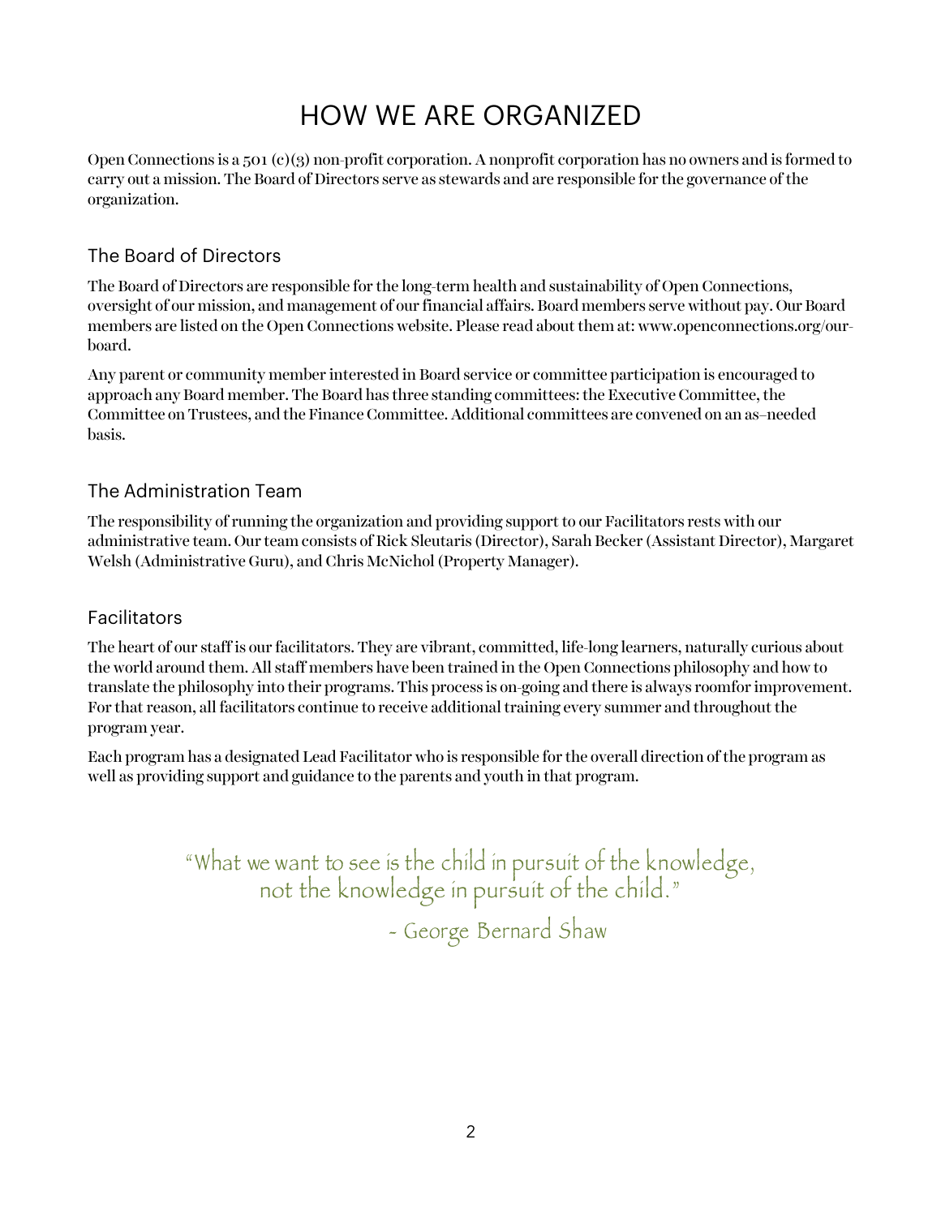# HOW WE ARE ORGANIZED

Open Connections is a 501 (c)(3) non-profit corporation. A nonprofit corporation has no owners and is formed to carry out a mission. The Board of Directors serve as stewards and are responsible for the governance of the organization.

## The Board of Directors

The Board of Directors are responsible for the long-term health and sustainability of Open Connections, oversight of our mission, and management of our financial affairs. Board members serve without pay. Our Board members are listed on the Open Connections website. Please read about them at: www.openconnections.org/our-board.

Any parent or community member interested in Board service or committee participation is encouraged to approach any Board member. The Board has three standing committees: the Executive Committee, the Committee on Trustees, and the Finance Committee. Additional committees are convened on an as–needed basis.

## The Administration Team

The responsibility of running the organization and providing support to our Facilitators rests with our administrative team. Our team consists of Rick Sleutaris (Director), Sarah Becker (Assistant Director), Margaret Welsh (Administrative Guru), and Chris McNichol (Property Manager).

## Facilitators

The heart of our staff is our facilitators. They are vibrant, committed, life-long learners, naturally curious about the world around them. All staff members have been trained in the Open Connections philosophy and how to translate the philosophy into their programs. This process is on-going and there is always roomfor improvement. For that reason, all facilitators continue to receive additional training every summer and throughout the program year.

Each program has a designated Lead Facilitator who is responsible for the overall direction of the program as well as providing support and guidance to the parents and youth in that program.

"What we want to see is the child in pursuit of the knowledge, not the knowledge in pursuit of the child."

- George Bernard Shaw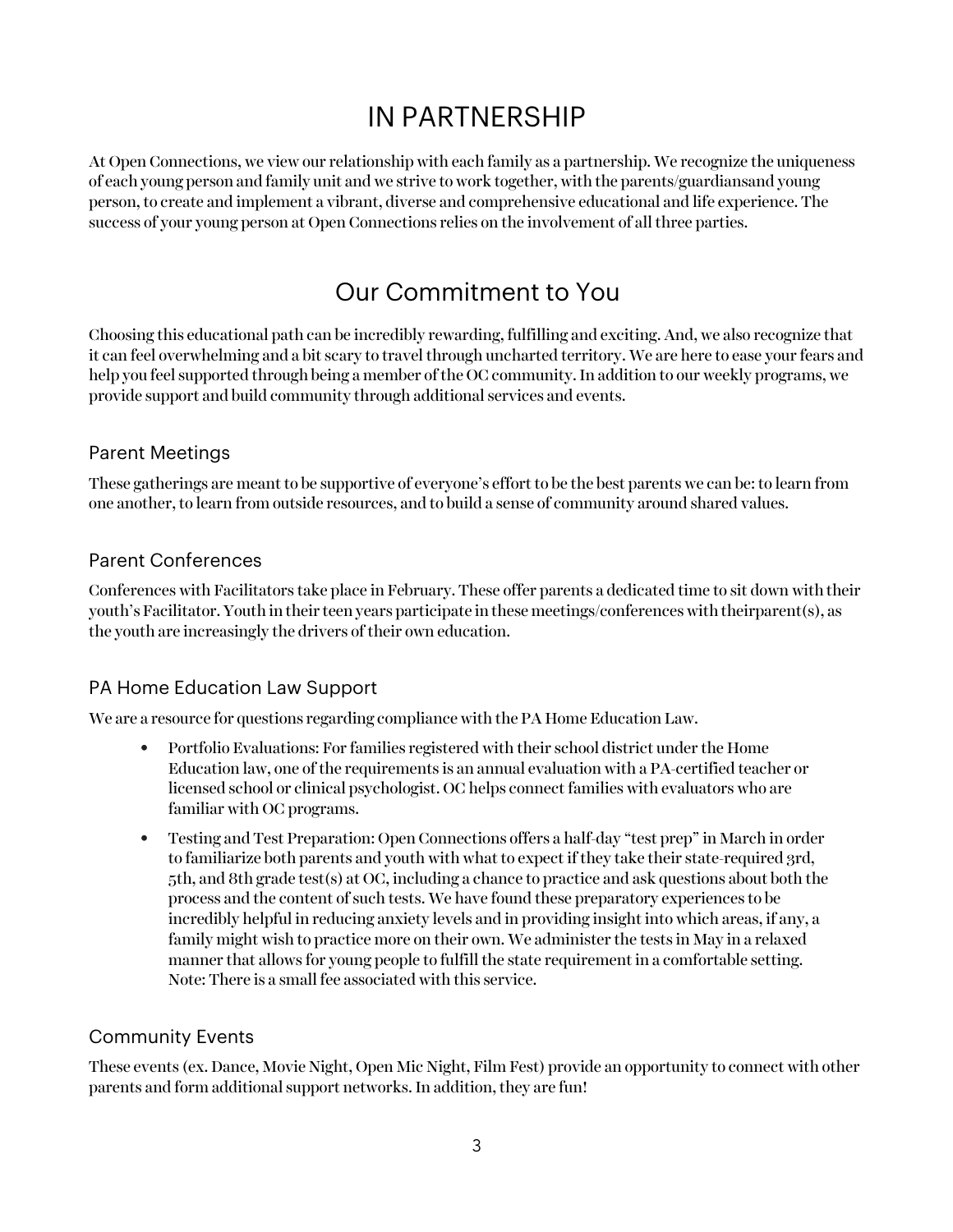# IN PARTNERSHIP

At Open Connections, we view our relationship with each family as a partnership. We recognize the uniqueness of each young person and family unit and we strive to work together, with the parents/guardiansand young person, to create and implement a vibrant, diverse and comprehensive educational and life experience. The success of your young person at Open Connections relies on the involvement of all three parties.

# Our Commitment to You

Choosing this educational path can be incredibly rewarding, fulfilling and exciting. And, we also recognize that it can feel overwhelming and a bit scary to travel through uncharted territory. We are here to ease your fears and help you feel supported through being a member of the OC community. In addition to our weekly programs, we provide support and build community through additional services and events.

## Parent Meetings

These gatherings are meant to be supportive of everyone's effort to be the best parents we can be: to learn from one another, to learn from outside resources, and to build a sense of community around shared values.

## Parent Conferences

Conferences with Facilitators take place in February. These offer parents a dedicated time to sit down with their youth's Facilitator. Youth in their teen years participate in these meetings/conferences with theirparent(s), as the youth are increasingly the drivers of their own education.

## PA Home Education Law Support

We are a resource for questions regarding compliance with the PA Home Education Law.

- Portfolio Evaluations: For families registered with their school district under the Home Education law, one of the requirements is an annual evaluation with a PA-certified teacher or licensed school or clinical psychologist. OC helps connect families with evaluators who are familiar with OC programs.
- Testing and Test Preparation: Open Connections offers a half-day "test prep" in March in order to familiarize both parents and youth with what to expect if they take their state-required 3rd, 5th, and 8th grade test(s) at OC, including a chance to practice and ask questions about both the process and the content of such tests. We have found these preparatory experiences to be incredibly helpful in reducing anxiety levels and in providing insight into which areas, if any, a family might wish to practice more on their own. We administer the tests in May in a relaxed manner that allows for young people to fulfill the state requirement in a comfortable setting. Note: There is a small fee associated with this service.

## Community Events

These events (ex. Dance, Movie Night, Open Mic Night, Film Fest) provide an opportunity to connect with other parents and form additional support networks. In addition, they are fun!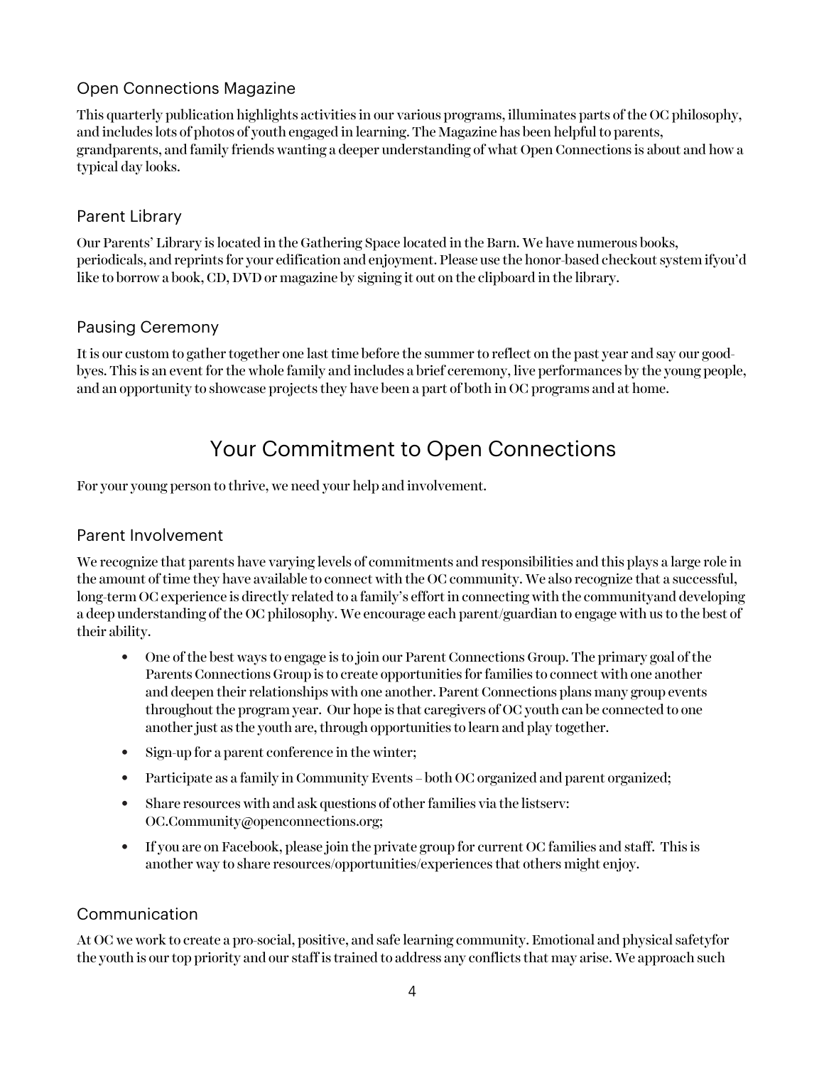### Open Connections Magazine

This quarterly publication highlights activities in our various programs, illuminates parts of the OC philosophy, and includes lots of photos of youth engaged in learning. The Magazine has been helpful to parents, grandparents, and family friends wanting a deeper understanding of what Open Connections is about and how a typical day looks.

### Parent Library

Our Parents' Library is located in the Gathering Space located in the Barn. We have numerous books, periodicals, and reprints for your edification and enjoyment. Please use the honor-based checkout system ifyou'd like to borrow a book, CD, DVD or magazine by signing it out on the clipboard in the library.

### Pausing Ceremony

It is our custom to gather together one last time before the summer to reflect on the past year and say our good-byes. This is an event for the whole family and includes a brief ceremony, live performances by the young people, and an opportunity to showcase projects they have been a part of both in OC programs and at home.

## Your Commitment to Open Connections

For your young person to thrive, we need your help and involvement.

### Parent Involvement

We recognize that parents have varying levels of commitments and responsibilities and this plays a large role in the amount of time they have available to connect with the OC community. We also recognize that a successful, long-term OC experience is directly related to a family's effort in connecting with the communityand developing a deep understanding of the OC philosophy. We encourage each parent/guardian to engage with us to the best of their ability.

- One of the best ways to engage is to join our Parent Connections Group. The primary goal of the Parents Connections Group is to create opportunities for families to connect with one another and deepen their relationships with one another. Parent Connections plans many group events throughout the program year. Our hope is that caregivers of OC youth can be connected to one another just as the youth are, through opportunities to learn and play together.
- Sign-up for a parent conference in the winter;
- Participate as a family in Community Events – both OC organized and parent organized;
- Share resources with and ask questions of other families via the listserv: OC.Community@openconnections.org;
- If you are on Facebook, please join the private group for current OC families and staff. This is another way to share resources/opportunities/experiences that others might enjoy.

### Communication

At OC we work to create a pro-social, positive, and safe learning community. Emotional and physical safetyfor the youth is our top priority and our staff is trained to address any conflicts that may arise. We approach such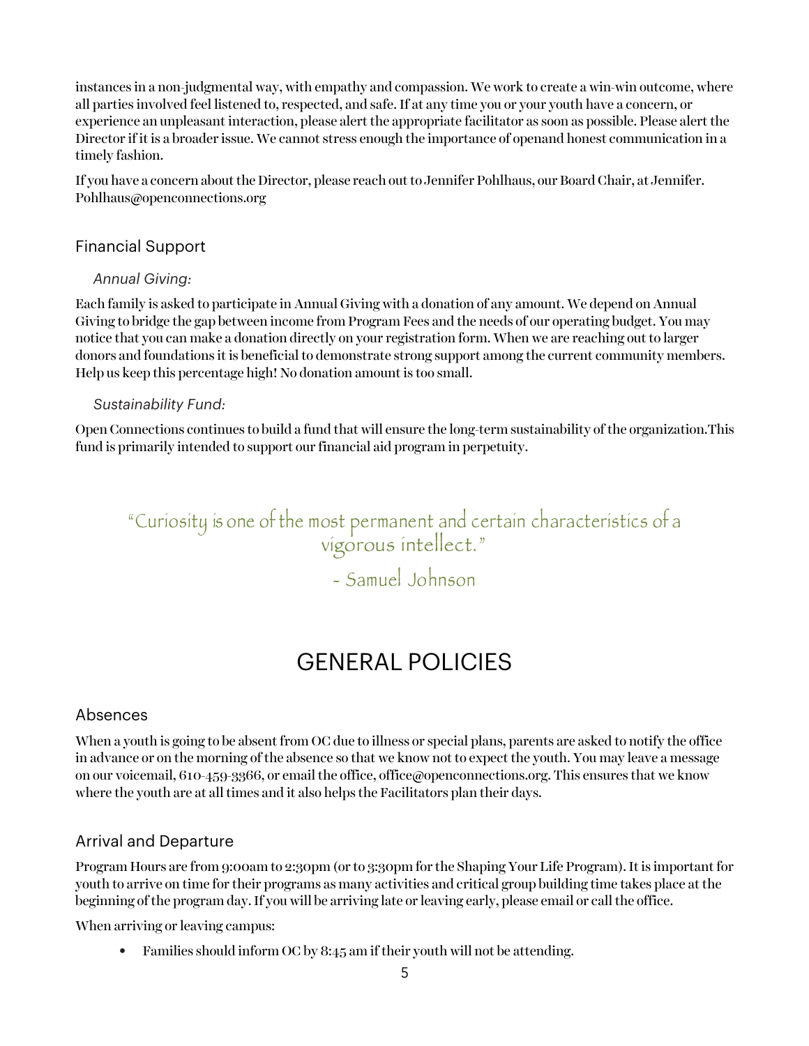instances in a non-judgmental way, with empathy and compassion. We work to create a win-win outcome, where all parties involved feel listened to, respected, and safe. If at any time you or your youth have a concern, or experience an unpleasant interaction, please alert the appropriate facilitator as soon as possible. Please alert the Director if it is a broader issue. We cannot stress enough the importance of openand honest communication in a timely fashion.

If you have a concern about the Director, please reach out to Jennifer Pohlhaus, our Board Chair, at Jennifer.Pohlhaus@openconnections.org

## Financial Support

### *Annual Giving:*

Each family is asked to participate in Annual Giving with a donation of any amount. We depend on Annual Giving to bridge the gap between income from Program Fees and the needs of our operating budget. You may notice that you can make a donation directly on your registration form. When we are reaching out to larger donors and foundations it is beneficial to demonstrate strong support among the current community members. Help us keep this percentage high! No donation amount is too small.

### *Sustainability Fund:*

Open Connections continues to build a fund that will ensure the long-term sustainability of the organization.This fund is primarily intended to support our financial aid program in perpetuity.

> "Curiosity is one of the most permanent and certain characteristics of a vigorous intellect."
>
> - Samuel Johnson

# GENERAL POLICIES

## Absences

When a youth is going to be absent from OC due to illness or special plans, parents are asked to notify the office in advance or on the morning of the absence so that we know not to expect the youth. You may leave a message on our voicemail, 610-459-3366, or email the office, office@openconnections.org. This ensures that we know where the youth are at all times and it also helps the Facilitators plan their days.

## Arrival and Departure

Program Hours are from 9:00am to 2:30pm (or to 3:30pm for the Shaping Your Life Program). It is important for youth to arrive on time for their programs as many activities and critical group building time takes place at the beginning of the program day. If you will be arriving late or leaving early, please email or call the office.

When arriving or leaving campus:

- Families should inform OC by 8:45 am if their youth will not be attending.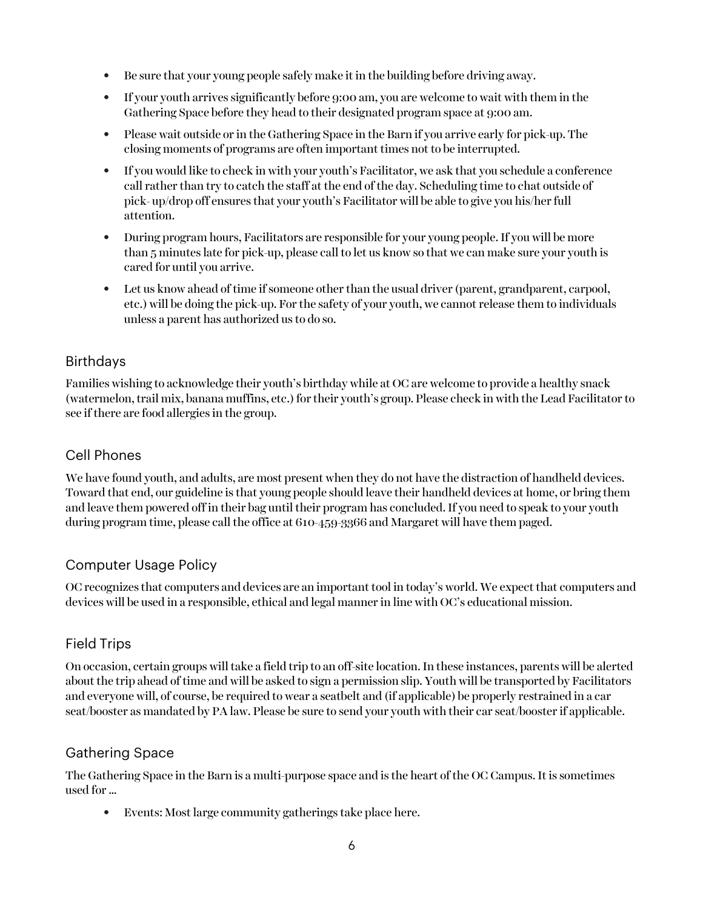- Be sure that your young people safely make it in the building before driving away.
- If your youth arrives significantly before 9:00 am, you are welcome to wait with them in the Gathering Space before they head to their designated program space at 9:00 am.
- Please wait outside or in the Gathering Space in the Barn if you arrive early for pick-up. The closing moments of programs are often important times not to be interrupted.
- If you would like to check in with your youth's Facilitator, we ask that you schedule a conference call rather than try to catch the staff at the end of the day. Scheduling time to chat outside of pick- up/drop off ensures that your youth's Facilitator will be able to give you his/her full attention.
- During program hours, Facilitators are responsible for your young people. If you will be more than 5 minutes late for pick-up, please call to let us know so that we can make sure your youth is cared for until you arrive.
- Let us know ahead of time if someone other than the usual driver (parent, grandparent, carpool, etc.) will be doing the pick-up. For the safety of your youth, we cannot release them to individuals unless a parent has authorized us to do so.

## Birthdays

Families wishing to acknowledge their youth's birthday while at OC are welcome to provide a healthy snack (watermelon, trail mix, banana muffins, etc.) for their youth's group. Please check in with the Lead Facilitator to see if there are food allergies in the group.

## Cell Phones

We have found youth, and adults, are most present when they do not have the distraction of handheld devices. Toward that end, our guideline is that young people should leave their handheld devices at home, or bring them and leave them powered off in their bag until their program has concluded. If you need to speak to your youth during program time, please call the office at 610-459-3366 and Margaret will have them paged.

## Computer Usage Policy

OC recognizes that computers and devices are an important tool in today's world. We expect that computers and devices will be used in a responsible, ethical and legal manner in line with OC's educational mission.

## Field Trips

On occasion, certain groups will take a field trip to an off-site location. In these instances, parents will be alerted about the trip ahead of time and will be asked to sign a permission slip. Youth will be transported by Facilitators and everyone will, of course, be required to wear a seatbelt and (if applicable) be properly restrained in a car seat/booster as mandated by PA law. Please be sure to send your youth with their car seat/booster if applicable.

## Gathering Space

The Gathering Space in the Barn is a multi-purpose space and is the heart of the OC Campus. It is sometimes used for …

- Events: Most large community gatherings take place here.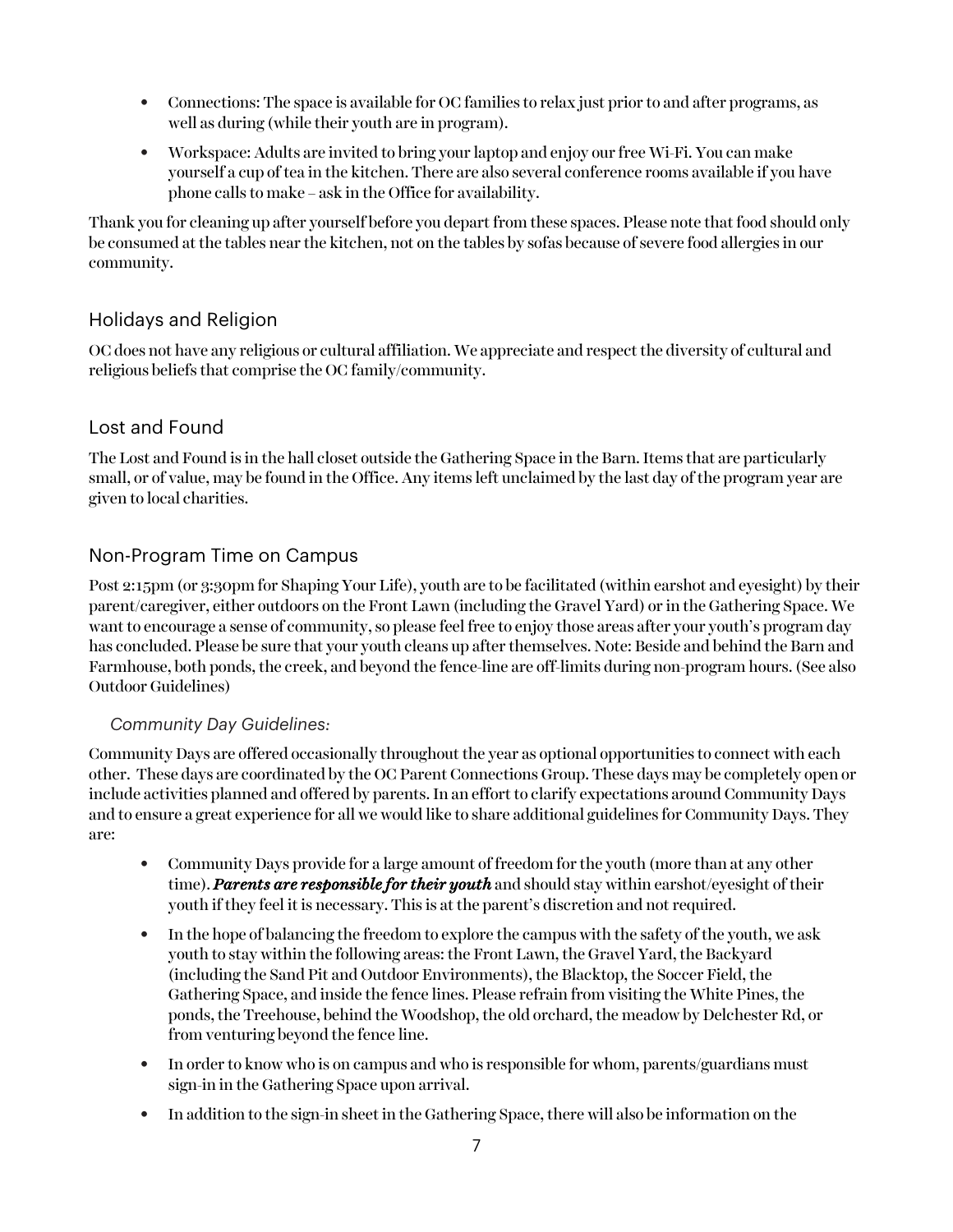- Connections: The space is available for OC families to relax just prior to and after programs, as well as during (while their youth are in program).
- Workspace: Adults are invited to bring your laptop and enjoy our free Wi-Fi. You can make yourself a cup of tea in the kitchen. There are also several conference rooms available if you have phone calls to make – ask in the Office for availability.

Thank you for cleaning up after yourself before you depart from these spaces. Please note that food should only be consumed at the tables near the kitchen, not on the tables by sofas because of severe food allergies in our community.

## Holidays and Religion

OC does not have any religious or cultural affiliation. We appreciate and respect the diversity of cultural and religious beliefs that comprise the OC family/community.

## Lost and Found

The Lost and Found is in the hall closet outside the Gathering Space in the Barn. Items that are particularly small, or of value, may be found in the Office. Any items left unclaimed by the last day of the program year are given to local charities.

## Non-Program Time on Campus

Post 2:15pm (or 3:30pm for Shaping Your Life), youth are to be facilitated (within earshot and eyesight) by their parent/caregiver, either outdoors on the Front Lawn (including the Gravel Yard) or in the Gathering Space. We want to encourage a sense of community, so please feel free to enjoy those areas after your youth's program day has concluded. Please be sure that your youth cleans up after themselves. Note: Beside and behind the Barn and Farmhouse, both ponds, the creek, and beyond the fence-line are off-limits during non-program hours. (See also Outdoor Guidelines)

### *Community Day Guidelines:*

Community Days are offered occasionally throughout the year as optional opportunities to connect with each other. These days are coordinated by the OC Parent Connections Group. These days may be completely open or include activities planned and offered by parents. In an effort to clarify expectations around Community Days and to ensure a great experience for all we would like to share additional guidelines for Community Days. They are:

- Community Days provide for a large amount of freedom for the youth (more than at any other time). ***Parents are responsible for their youth*** and should stay within earshot/eyesight of their youth if they feel it is necessary. This is at the parent's discretion and not required.
- In the hope of balancing the freedom to explore the campus with the safety of the youth, we ask youth to stay within the following areas: the Front Lawn, the Gravel Yard, the Backyard (including the Sand Pit and Outdoor Environments), the Blacktop, the Soccer Field, the Gathering Space, and inside the fence lines. Please refrain from visiting the White Pines, the ponds, the Treehouse, behind the Woodshop, the old orchard, the meadow by Delchester Rd, or from venturing beyond the fence line.
- In order to know who is on campus and who is responsible for whom, parents/guardians must sign-in in the Gathering Space upon arrival.
- In addition to the sign-in sheet in the Gathering Space, there will also be information on the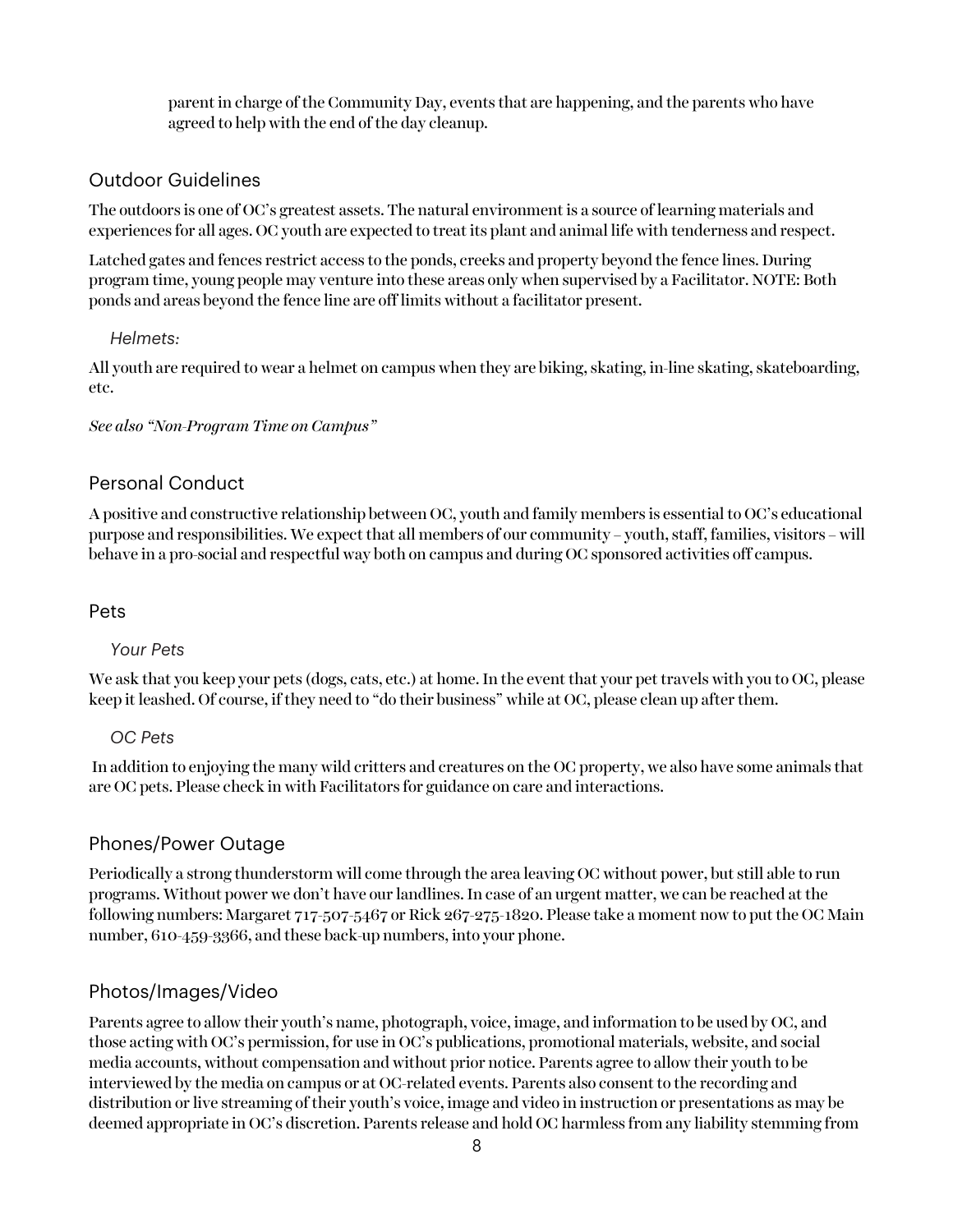parent in charge of the Community Day, events that are happening, and the parents who have agreed to help with the end of the day cleanup.

## Outdoor Guidelines

The outdoors is one of OC's greatest assets. The natural environment is a source of learning materials and experiences for all ages. OC youth are expected to treat its plant and animal life with tenderness and respect.

Latched gates and fences restrict access to the ponds, creeks and property beyond the fence lines. During program time, young people may venture into these areas only when supervised by a Facilitator. NOTE: Both ponds and areas beyond the fence line are off limits without a facilitator present.

### *Helmets:*

All youth are required to wear a helmet on campus when they are biking, skating, in-line skating, skateboarding, etc.

*See also "Non-Program Time on Campus"*

## Personal Conduct

A positive and constructive relationship between OC, youth and family members is essential to OC's educational purpose and responsibilities. We expect that all members of our community – youth, staff, families, visitors – will behave in a pro-social and respectful way both on campus and during OC sponsored activities off campus.

## Pets

### *Your Pets*

We ask that you keep your pets (dogs, cats, etc.) at home. In the event that your pet travels with you to OC, please keep it leashed. Of course, if they need to "do their business" while at OC, please clean up after them.

### *OC Pets*

In addition to enjoying the many wild critters and creatures on the OC property, we also have some animals that are OC pets. Please check in with Facilitators for guidance on care and interactions.

## Phones/Power Outage

Periodically a strong thunderstorm will come through the area leaving OC without power, but still able to run programs. Without power we don't have our landlines. In case of an urgent matter, we can be reached at the following numbers: Margaret 717-507-5467 or Rick 267-275-1820. Please take a moment now to put the OC Main number, 610-459-3366, and these back-up numbers, into your phone.

## Photos/Images/Video

Parents agree to allow their youth's name, photograph, voice, image, and information to be used by OC, and those acting with OC's permission, for use in OC's publications, promotional materials, website, and social media accounts, without compensation and without prior notice. Parents agree to allow their youth to be interviewed by the media on campus or at OC-related events. Parents also consent to the recording and distribution or live streaming of their youth's voice, image and video in instruction or presentations as may be deemed appropriate in OC's discretion. Parents release and hold OC harmless from any liability stemming from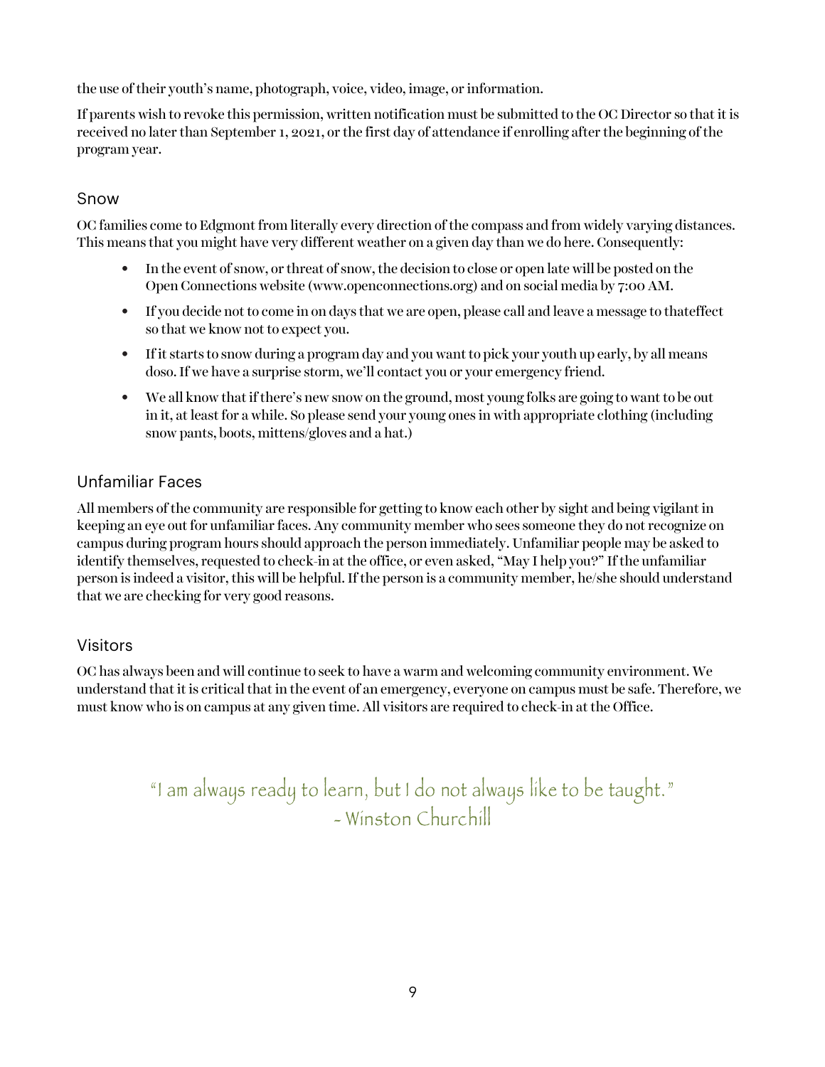the use of their youth's name, photograph, voice, video, image, or information.

If parents wish to revoke this permission, written notification must be submitted to the OC Director so that it is received no later than September 1, 2021, or the first day of attendance if enrolling after the beginning of the program year.

## Snow

OC families come to Edgmont from literally every direction of the compass and from widely varying distances. This means that you might have very different weather on a given day than we do here. Consequently:

- In the event of snow, or threat of snow, the decision to close or open late will be posted on the Open Connections website (www.openconnections.org) and on social media by 7:00 AM.
- If you decide not to come in on days that we are open, please call and leave a message to thateffect so that we know not to expect you.
- If it starts to snow during a program day and you want to pick your youth up early, by all means doso. If we have a surprise storm, we'll contact you or your emergency friend.
- We all know that if there's new snow on the ground, most young folks are going to want to be out in it, at least for a while. So please send your young ones in with appropriate clothing (including snow pants, boots, mittens/gloves and a hat.)

## Unfamiliar Faces

All members of the community are responsible for getting to know each other by sight and being vigilant in keeping an eye out for unfamiliar faces. Any community member who sees someone they do not recognize on campus during program hours should approach the person immediately. Unfamiliar people may be asked to identify themselves, requested to check-in at the office, or even asked, "May I help you?" If the unfamiliar person is indeed a visitor, this will be helpful. If the person is a community member, he/she should understand that we are checking for very good reasons.

## Visitors

OC has always been and will continue to seek to have a warm and welcoming community environment. We understand that it is critical that in the event of an emergency, everyone on campus must be safe. Therefore, we must know who is on campus at any given time. All visitors are required to check-in at the Office.

"I am always ready to learn, but I do not always like to be taught."
- Winston Churchill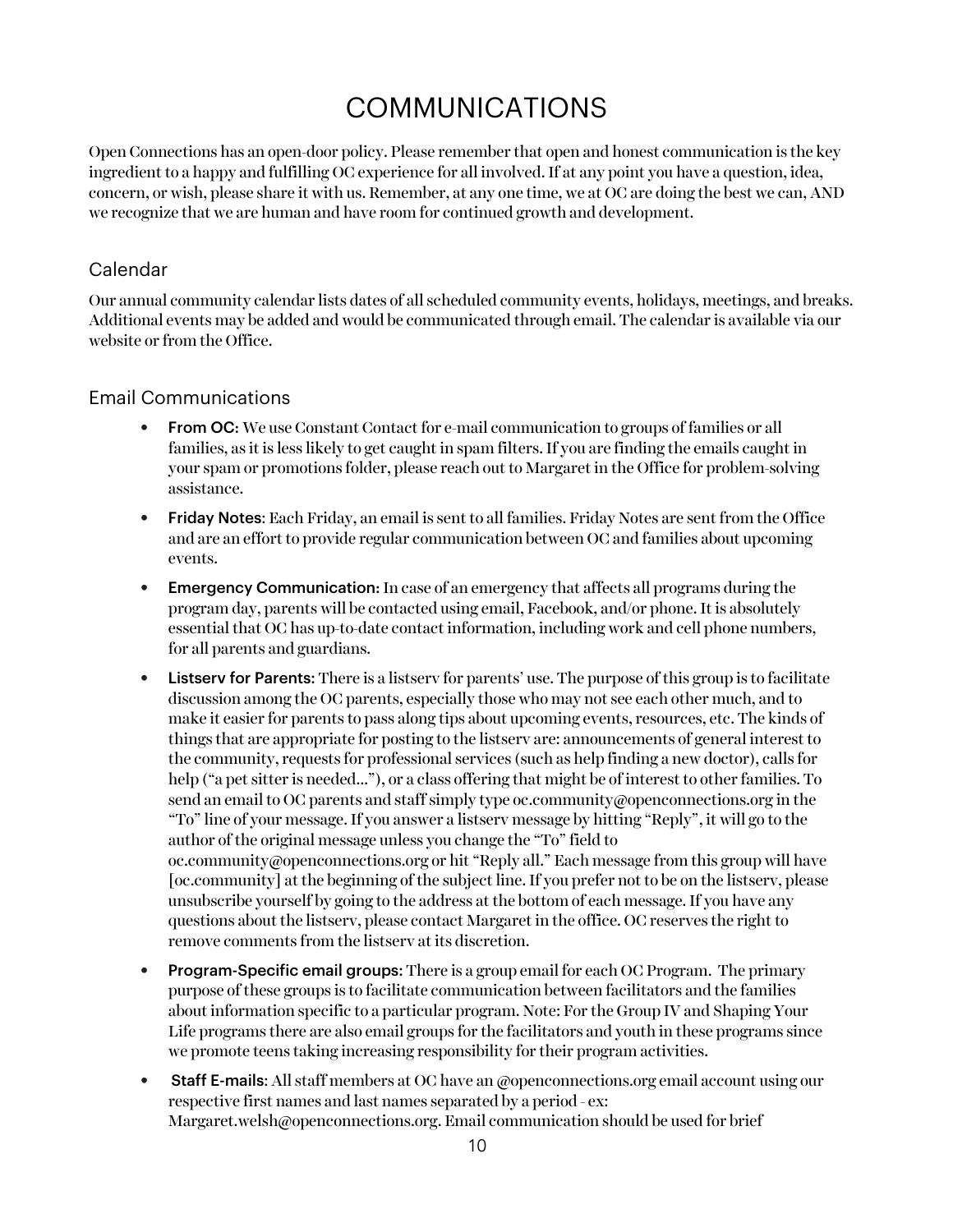# COMMUNICATIONS

Open Connections has an open-door policy. Please remember that open and honest communication is the key ingredient to a happy and fulfilling OC experience for all involved. If at any point you have a question, idea, concern, or wish, please share it with us. Remember, at any one time, we at OC are doing the best we can, AND we recognize that we are human and have room for continued growth and development.

## Calendar

Our annual community calendar lists dates of all scheduled community events, holidays, meetings, and breaks. Additional events may be added and would be communicated through email. The calendar is available via our website or from the Office.

## Email Communications

- **From OC:** We use Constant Contact for e-mail communication to groups of families or all families, as it is less likely to get caught in spam filters. If you are finding the emails caught in your spam or promotions folder, please reach out to Margaret in the Office for problem-solving assistance.
- **Friday Notes:** Each Friday, an email is sent to all families. Friday Notes are sent from the Office and are an effort to provide regular communication between OC and families about upcoming events.
- **Emergency Communication:** In case of an emergency that affects all programs during the program day, parents will be contacted using email, Facebook, and/or phone. It is absolutely essential that OC has up-to-date contact information, including work and cell phone numbers, for all parents and guardians.
- **Listserv for Parents:** There is a listserv for parents' use. The purpose of this group is to facilitate discussion among the OC parents, especially those who may not see each other much, and to make it easier for parents to pass along tips about upcoming events, resources, etc. The kinds of things that are appropriate for posting to the listserv are: announcements of general interest to the community, requests for professional services (such as help finding a new doctor), calls for help ("a pet sitter is needed…"), or a class offering that might be of interest to other families. To send an email to OC parents and staff simply type oc.community@openconnections.org in the "To" line of your message. If you answer a listserv message by hitting "Reply", it will go to the author of the original message unless you change the "To" field to oc.community@openconnections.org or hit "Reply all." Each message from this group will have [oc.community] at the beginning of the subject line. If you prefer not to be on the listserv, please unsubscribe yourself by going to the address at the bottom of each message. If you have any questions about the listserv, please contact Margaret in the office. OC reserves the right to remove comments from the listserv at its discretion.
- **Program-Specific email groups:** There is a group email for each OC Program. The primary purpose of these groups is to facilitate communication between facilitators and the families about information specific to a particular program. Note: For the Group IV and Shaping Your Life programs there are also email groups for the facilitators and youth in these programs since we promote teens taking increasing responsibility for their program activities.
- **Staff E-mails:** All staff members at OC have an @openconnections.org email account using our respective first names and last names separated by a period - ex: Margaret.welsh@openconnections.org. Email communication should be used for brief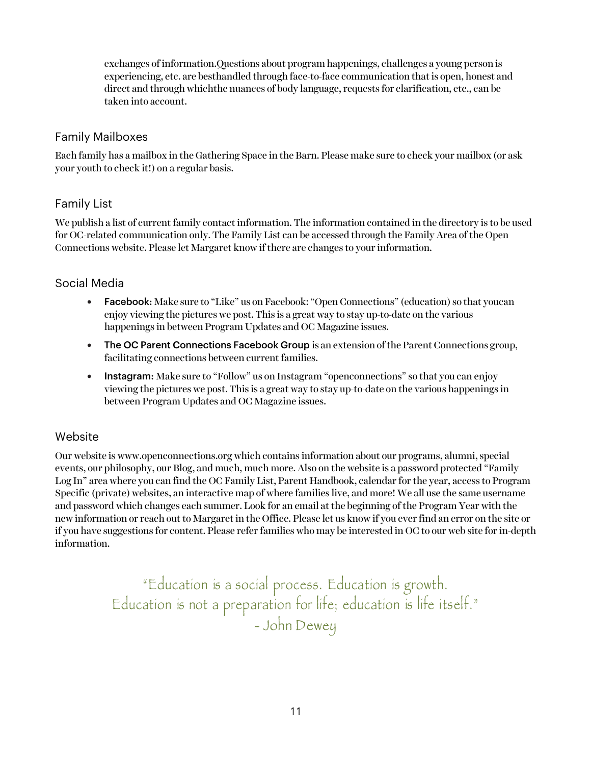exchanges of information.Questions about program happenings, challenges a young person is experiencing, etc. are besthandled through face-to-face communication that is open, honest and direct and through whichthe nuances of body language, requests for clarification, etc., can be taken into account.

## Family Mailboxes

Each family has a mailbox in the Gathering Space in the Barn. Please make sure to check your mailbox (or ask your youth to check it!) on a regular basis.

## Family List

We publish a list of current family contact information. The information contained in the directory is to be used for OC-related communication only. The Family List can be accessed through the Family Area of the Open Connections website. Please let Margaret know if there are changes to your information.

## Social Media

- **Facebook:** Make sure to "Like" us on Facebook: "Open Connections" (education) so that youcan enjoy viewing the pictures we post. This is a great way to stay up-to-date on the various happenings in between Program Updates and OC Magazine issues.
- **The OC Parent Connections Facebook Group** is an extension of the Parent Connections group, facilitating connections between current families.
- **Instagram:** Make sure to "Follow" us on Instagram "openconnections" so that you can enjoy viewing the pictures we post. This is a great way to stay up-to-date on the various happenings in between Program Updates and OC Magazine issues.

## Website

Our website is www.openconnections.org which contains information about our programs, alumni, special events, our philosophy, our Blog, and much, much more. Also on the website is a password protected "Family Log In" area where you can find the OC Family List, Parent Handbook, calendar for the year, access to Program Specific (private) websites, an interactive map of where families live, and more! We all use the same username and password which changes each summer. Look for an email at the beginning of the Program Year with the new information or reach out to Margaret in the Office. Please let us know if you ever find an error on the site or if you have suggestions for content. Please refer families who may be interested in OC to our web site for in-depth information.

"Education is a social process. Education is growth.
Education is not a preparation for life; education is life itself."
- John Dewey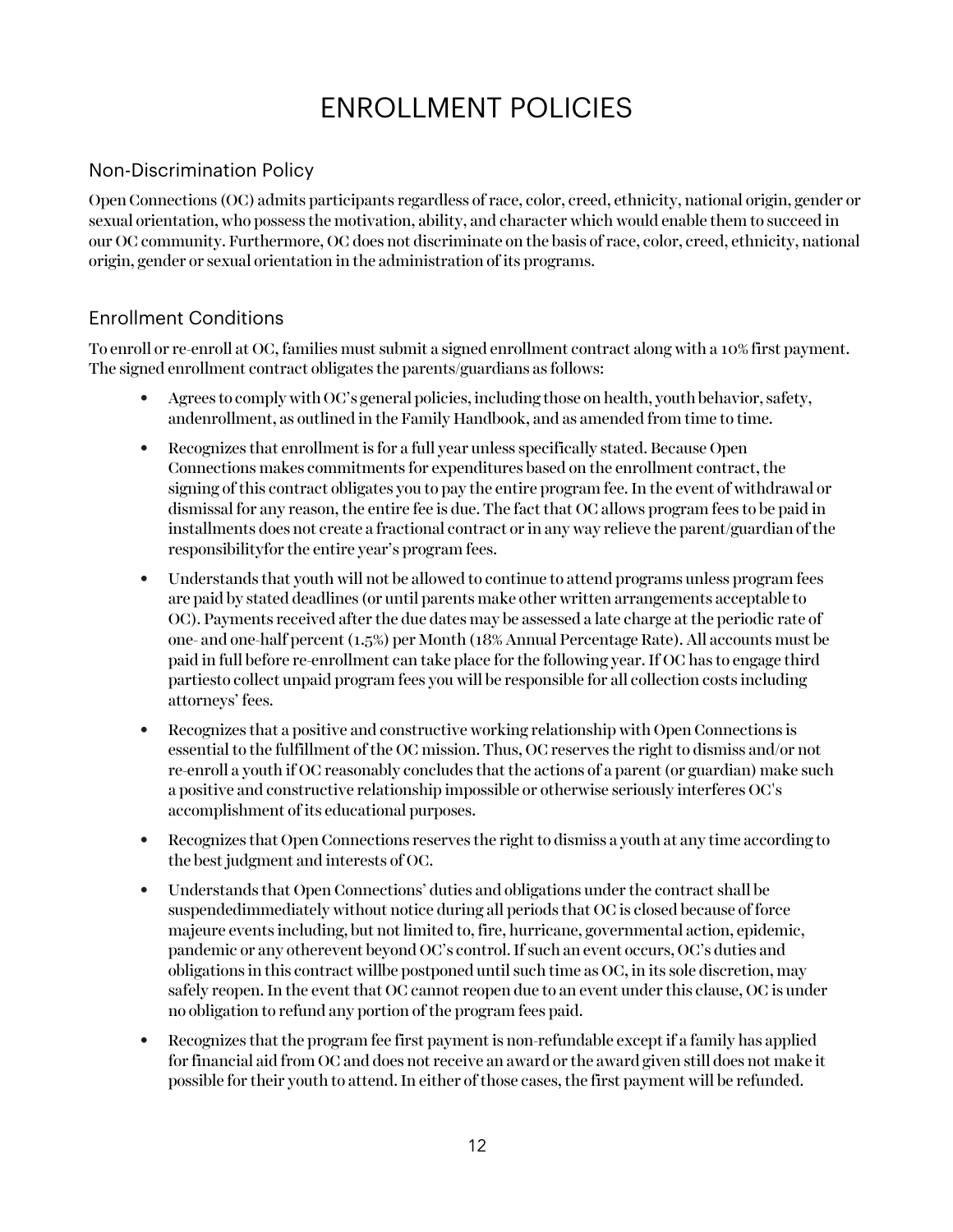# ENROLLMENT POLICIES

## Non-Discrimination Policy

Open Connections (OC) admits participants regardless of race, color, creed, ethnicity, national origin, gender or sexual orientation, who possess the motivation, ability, and character which would enable them to succeed in our OC community. Furthermore, OC does not discriminate on the basis of race, color, creed, ethnicity, national origin, gender or sexual orientation in the administration of its programs.

## Enrollment Conditions

To enroll or re-enroll at OC, families must submit a signed enrollment contract along with a 10% first payment. The signed enrollment contract obligates the parents/guardians as follows:

- Agrees to comply with OC's general policies, including those on health, youth behavior, safety, andenrollment, as outlined in the Family Handbook, and as amended from time to time.
- Recognizes that enrollment is for a full year unless specifically stated. Because Open Connections makes commitments for expenditures based on the enrollment contract, the signing of this contract obligates you to pay the entire program fee. In the event of withdrawal or dismissal for any reason, the entire fee is due. The fact that OC allows program fees to be paid in installments does not create a fractional contract or in any way relieve the parent/guardian of the responsibilityfor the entire year's program fees.
- Understands that youth will not be allowed to continue to attend programs unless program fees are paid by stated deadlines (or until parents make other written arrangements acceptable to OC). Payments received after the due dates may be assessed a late charge at the periodic rate of one- and one-half percent (1.5%) per Month (18% Annual Percentage Rate). All accounts must be paid in full before re-enrollment can take place for the following year. If OC has to engage third partiesto collect unpaid program fees you will be responsible for all collection costs including attorneys' fees.
- Recognizes that a positive and constructive working relationship with Open Connections is essential to the fulfillment of the OC mission. Thus, OC reserves the right to dismiss and/or not re-enroll a youth if OC reasonably concludes that the actions of a parent (or guardian) make such a positive and constructive relationship impossible or otherwise seriously interferes OC's accomplishment of its educational purposes.
- Recognizes that Open Connections reserves the right to dismiss a youth at any time according to the best judgment and interests of OC.
- Understands that Open Connections' duties and obligations under the contract shall be suspendedimmediately without notice during all periods that OC is closed because of force majeure events including, but not limited to, fire, hurricane, governmental action, epidemic, pandemic or any otherevent beyond OC's control. If such an event occurs, OC's duties and obligations in this contract willbe postponed until such time as OC, in its sole discretion, may safely reopen. In the event that OC cannot reopen due to an event under this clause, OC is under no obligation to refund any portion of the program fees paid.
- Recognizes that the program fee first payment is non-refundable except if a family has applied for financial aid from OC and does not receive an award or the award given still does not make it possible for their youth to attend. In either of those cases, the first payment will be refunded.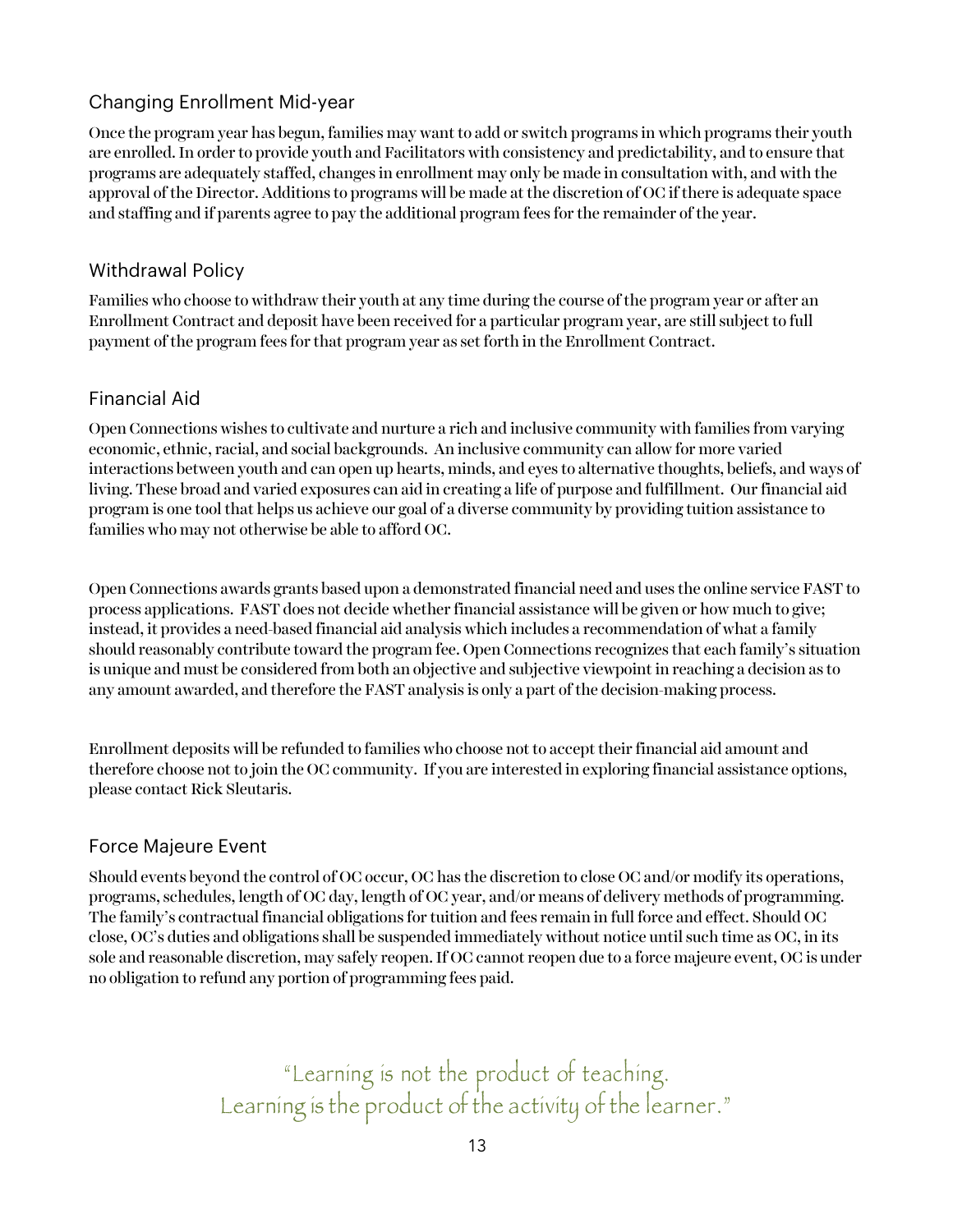## Changing Enrollment Mid-year

Once the program year has begun, families may want to add or switch programs in which programs their youth are enrolled. In order to provide youth and Facilitators with consistency and predictability, and to ensure that programs are adequately staffed, changes in enrollment may only be made in consultation with, and with the approval of the Director. Additions to programs will be made at the discretion of OC if there is adequate space and staffing and if parents agree to pay the additional program fees for the remainder of the year.

## Withdrawal Policy

Families who choose to withdraw their youth at any time during the course of the program year or after an Enrollment Contract and deposit have been received for a particular program year, are still subject to full payment of the program fees for that program year as set forth in the Enrollment Contract.

## Financial Aid

Open Connections wishes to cultivate and nurture a rich and inclusive community with families from varying economic, ethnic, racial, and social backgrounds. An inclusive community can allow for more varied interactions between youth and can open up hearts, minds, and eyes to alternative thoughts, beliefs, and ways of living. These broad and varied exposures can aid in creating a life of purpose and fulfillment. Our financial aid program is one tool that helps us achieve our goal of a diverse community by providing tuition assistance to families who may not otherwise be able to afford OC.

Open Connections awards grants based upon a demonstrated financial need and uses the online service FAST to process applications. FAST does not decide whether financial assistance will be given or how much to give; instead, it provides a need-based financial aid analysis which includes a recommendation of what a family should reasonably contribute toward the program fee. Open Connections recognizes that each family's situation is unique and must be considered from both an objective and subjective viewpoint in reaching a decision as to any amount awarded, and therefore the FAST analysis is only a part of the decision-making process.

Enrollment deposits will be refunded to families who choose not to accept their financial aid amount and therefore choose not to join the OC community. If you are interested in exploring financial assistance options, please contact Rick Sleutaris.

## Force Majeure Event

Should events beyond the control of OC occur, OC has the discretion to close OC and/or modify its operations, programs, schedules, length of OC day, length of OC year, and/or means of delivery methods of programming. The family's contractual financial obligations for tuition and fees remain in full force and effect. Should OC close, OC's duties and obligations shall be suspended immediately without notice until such time as OC, in its sole and reasonable discretion, may safely reopen. If OC cannot reopen due to a force majeure event, OC is under no obligation to refund any portion of programming fees paid.

"Learning is not the product of teaching.
Learning is the product of the activity of the learner."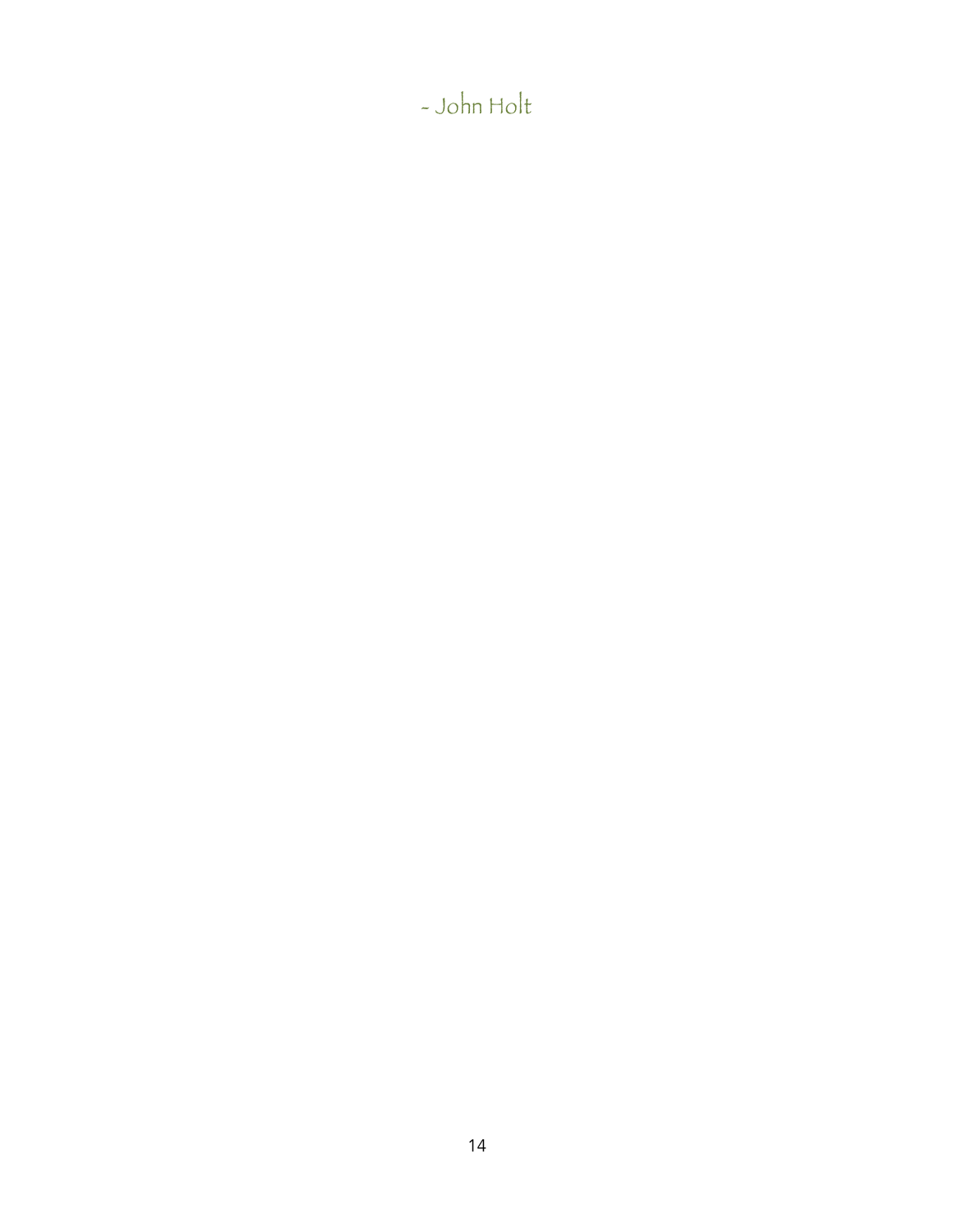- John Holt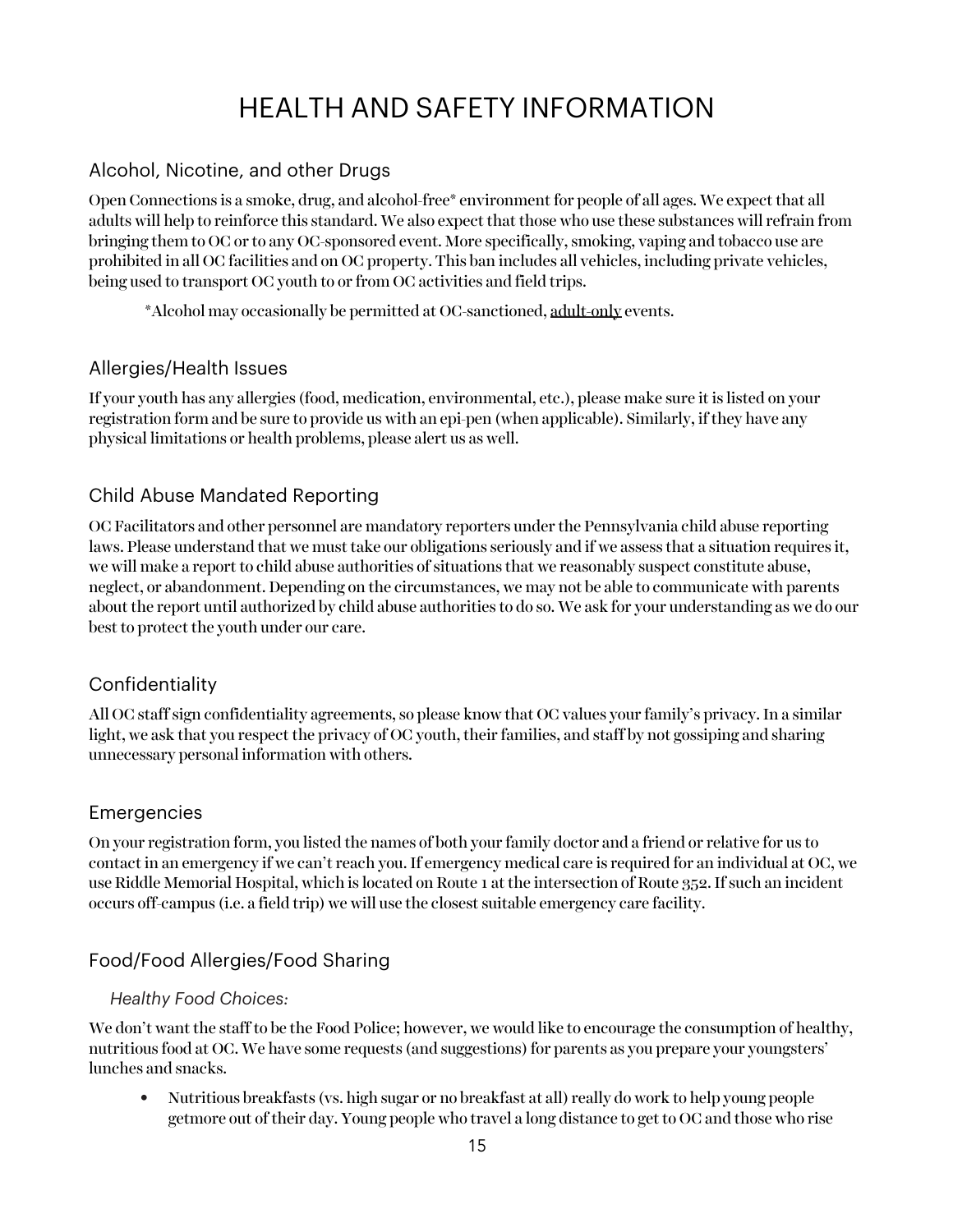# HEALTH AND SAFETY INFORMATION

## Alcohol, Nicotine, and other Drugs

Open Connections is a smoke, drug, and alcohol-free* environment for people of all ages. We expect that all adults will help to reinforce this standard. We also expect that those who use these substances will refrain from bringing them to OC or to any OC-sponsored event. More specifically, smoking, vaping and tobacco use are prohibited in all OC facilities and on OC property. This ban includes all vehicles, including private vehicles, being used to transport OC youth to or from OC activities and field trips.

*Alcohol may occasionally be permitted at OC-sanctioned, adult-only events.

## Allergies/Health Issues

If your youth has any allergies (food, medication, environmental, etc.), please make sure it is listed on your registration form and be sure to provide us with an epi-pen (when applicable). Similarly, if they have any physical limitations or health problems, please alert us as well.

## Child Abuse Mandated Reporting

OC Facilitators and other personnel are mandatory reporters under the Pennsylvania child abuse reporting laws. Please understand that we must take our obligations seriously and if we assess that a situation requires it, we will make a report to child abuse authorities of situations that we reasonably suspect constitute abuse, neglect, or abandonment. Depending on the circumstances, we may not be able to communicate with parents about the report until authorized by child abuse authorities to do so. We ask for your understanding as we do our best to protect the youth under our care.

## Confidentiality

All OC staff sign confidentiality agreements, so please know that OC values your family's privacy. In a similar light, we ask that you respect the privacy of OC youth, their families, and staff by not gossiping and sharing unnecessary personal information with others.

## Emergencies

On your registration form, you listed the names of both your family doctor and a friend or relative for us to contact in an emergency if we can't reach you. If emergency medical care is required for an individual at OC, we use Riddle Memorial Hospital, which is located on Route 1 at the intersection of Route 352. If such an incident occurs off-campus (i.e. a field trip) we will use the closest suitable emergency care facility.

## Food/Food Allergies/Food Sharing

### *Healthy Food Choices:*

We don't want the staff to be the Food Police; however, we would like to encourage the consumption of healthy, nutritious food at OC. We have some requests (and suggestions) for parents as you prepare your youngsters' lunches and snacks.

- Nutritious breakfasts (vs. high sugar or no breakfast at all) really do work to help young people getmore out of their day. Young people who travel a long distance to get to OC and those who rise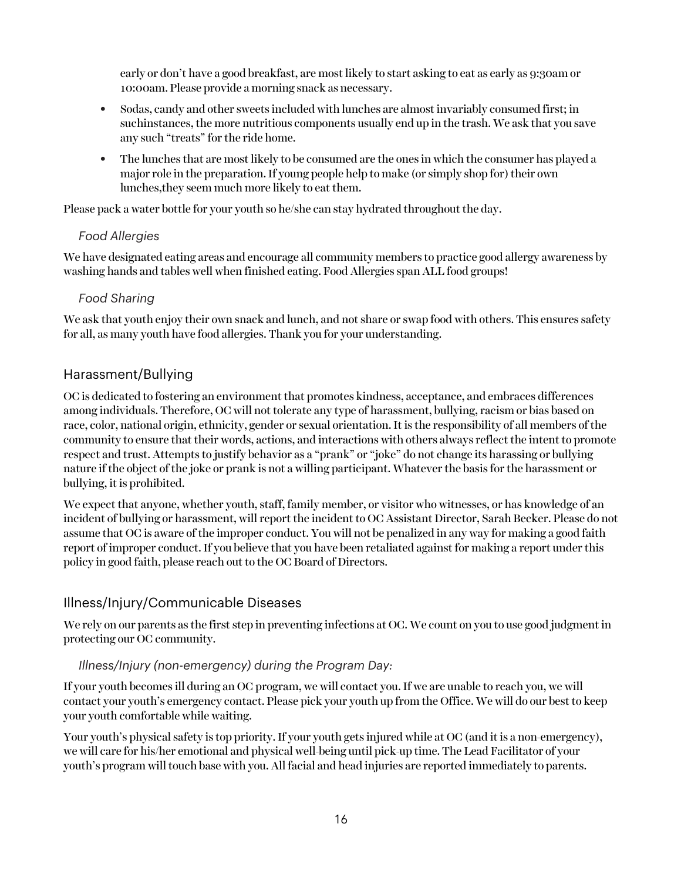early or don't have a good breakfast, are most likely to start asking to eat as early as 9:30am or 10:00am. Please provide a morning snack as necessary.

- Sodas, candy and other sweets included with lunches are almost invariably consumed first; in suchinstances, the more nutritious components usually end up in the trash. We ask that you save any such "treats" for the ride home.
- The lunches that are most likely to be consumed are the ones in which the consumer has played a major role in the preparation. If young people help to make (or simply shop for) their own lunches,they seem much more likely to eat them.

Please pack a water bottle for your youth so he/she can stay hydrated throughout the day.

### *Food Allergies*

We have designated eating areas and encourage all community members to practice good allergy awareness by washing hands and tables well when finished eating. Food Allergies span ALL food groups!

### *Food Sharing*

We ask that youth enjoy their own snack and lunch, and not share or swap food with others. This ensures safety for all, as many youth have food allergies. Thank you for your understanding.

## Harassment/Bullying

OC is dedicated to fostering an environment that promotes kindness, acceptance, and embraces differences among individuals. Therefore, OC will not tolerate any type of harassment, bullying, racism or bias based on race, color, national origin, ethnicity, gender or sexual orientation. It is the responsibility of all members of the community to ensure that their words, actions, and interactions with others always reflect the intent to promote respect and trust. Attempts to justify behavior as a "prank" or "joke" do not change its harassing or bullying nature if the object of the joke or prank is not a willing participant. Whatever the basis for the harassment or bullying, it is prohibited.

We expect that anyone, whether youth, staff, family member, or visitor who witnesses, or has knowledge of an incident of bullying or harassment, will report the incident to OC Assistant Director, Sarah Becker. Please do not assume that OC is aware of the improper conduct. You will not be penalized in any way for making a good faith report of improper conduct. If you believe that you have been retaliated against for making a report under this policy in good faith, please reach out to the OC Board of Directors.

## Illness/Injury/Communicable Diseases

We rely on our parents as the first step in preventing infections at OC. We count on you to use good judgment in protecting our OC community.

### *Illness/Injury (non-emergency) during the Program Day:*

If your youth becomes ill during an OC program, we will contact you. If we are unable to reach you, we will contact your youth's emergency contact. Please pick your youth up from the Office. We will do our best to keep your youth comfortable while waiting.

Your youth's physical safety is top priority. If your youth gets injured while at OC (and it is a non-emergency), we will care for his/her emotional and physical well-being until pick-up time. The Lead Facilitator of your youth's program will touch base with you. All facial and head injuries are reported immediately to parents.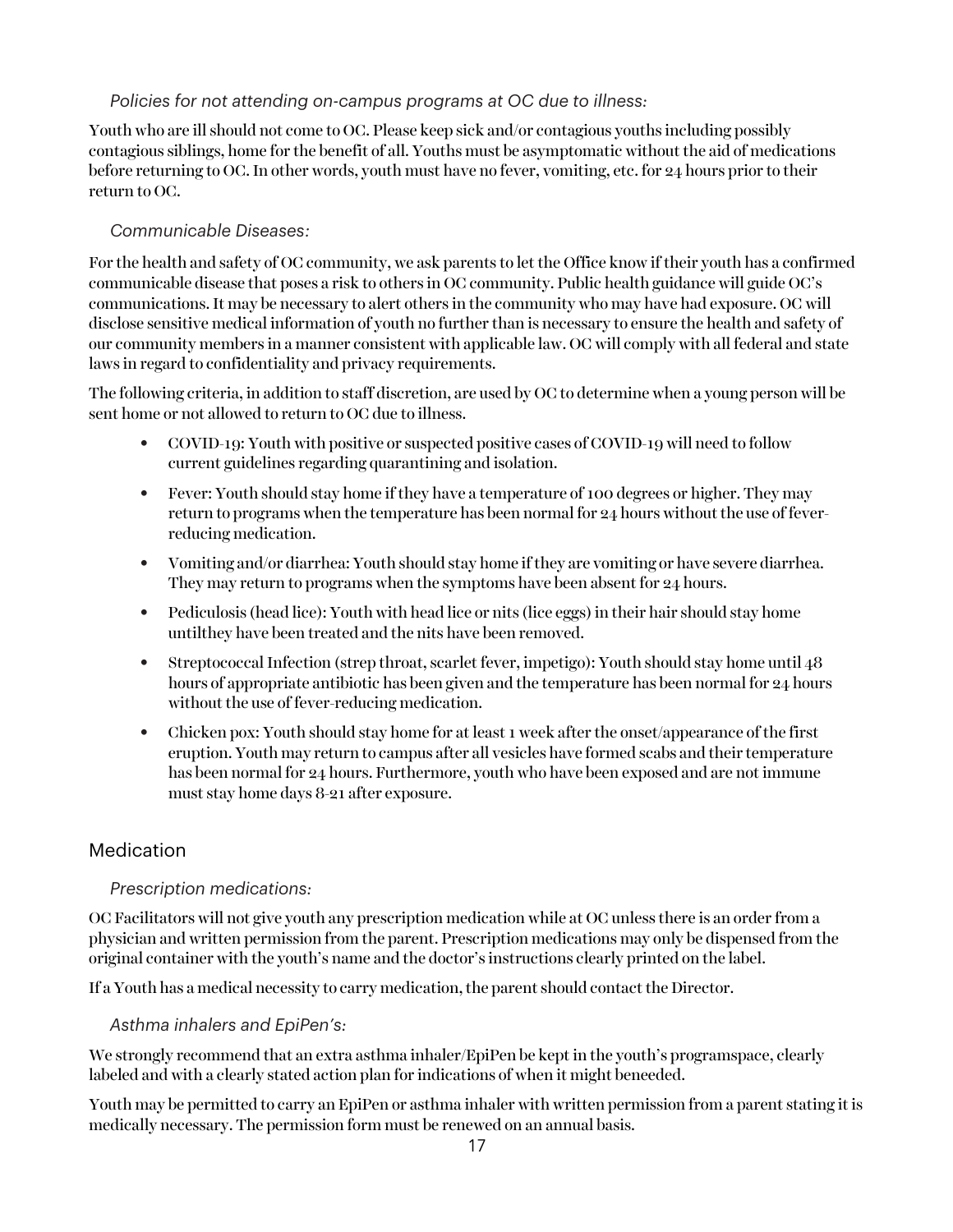*Policies for not attending on-campus programs at OC due to illness:*

Youth who are ill should not come to OC. Please keep sick and/or contagious youths including possibly contagious siblings, home for the benefit of all. Youths must be asymptomatic without the aid of medications before returning to OC. In other words, youth must have no fever, vomiting, etc. for 24 hours prior to their return to OC.

*Communicable Diseases:*

For the health and safety of OC community, we ask parents to let the Office know if their youth has a confirmed communicable disease that poses a risk to others in OC community. Public health guidance will guide OC's communications. It may be necessary to alert others in the community who may have had exposure. OC will disclose sensitive medical information of youth no further than is necessary to ensure the health and safety of our community members in a manner consistent with applicable law. OC will comply with all federal and state laws in regard to confidentiality and privacy requirements.

The following criteria, in addition to staff discretion, are used by OC to determine when a young person will be sent home or not allowed to return to OC due to illness.

- COVID-19: Youth with positive or suspected positive cases of COVID-19 will need to follow current guidelines regarding quarantining and isolation.
- Fever: Youth should stay home if they have a temperature of 100 degrees or higher. They may return to programs when the temperature has been normal for 24 hours without the use of fever-reducing medication.
- Vomiting and/or diarrhea: Youth should stay home if they are vomiting or have severe diarrhea. They may return to programs when the symptoms have been absent for 24 hours.
- Pediculosis (head lice): Youth with head lice or nits (lice eggs) in their hair should stay home untilthey have been treated and the nits have been removed.
- Streptococcal Infection (strep throat, scarlet fever, impetigo): Youth should stay home until 48 hours of appropriate antibiotic has been given and the temperature has been normal for 24 hours without the use of fever-reducing medication.
- Chicken pox: Youth should stay home for at least 1 week after the onset/appearance of the first eruption. Youth may return to campus after all vesicles have formed scabs and their temperature has been normal for 24 hours. Furthermore, youth who have been exposed and are not immune must stay home days 8-21 after exposure.

## Medication

*Prescription medications:*

OC Facilitators will not give youth any prescription medication while at OC unless there is an order from a physician and written permission from the parent. Prescription medications may only be dispensed from the original container with the youth's name and the doctor's instructions clearly printed on the label.

If a Youth has a medical necessity to carry medication, the parent should contact the Director.

*Asthma inhalers and EpiPen's:*

We strongly recommend that an extra asthma inhaler/EpiPen be kept in the youth's programspace, clearly labeled and with a clearly stated action plan for indications of when it might beneeded.

Youth may be permitted to carry an EpiPen or asthma inhaler with written permission from a parent stating it is medically necessary. The permission form must be renewed on an annual basis.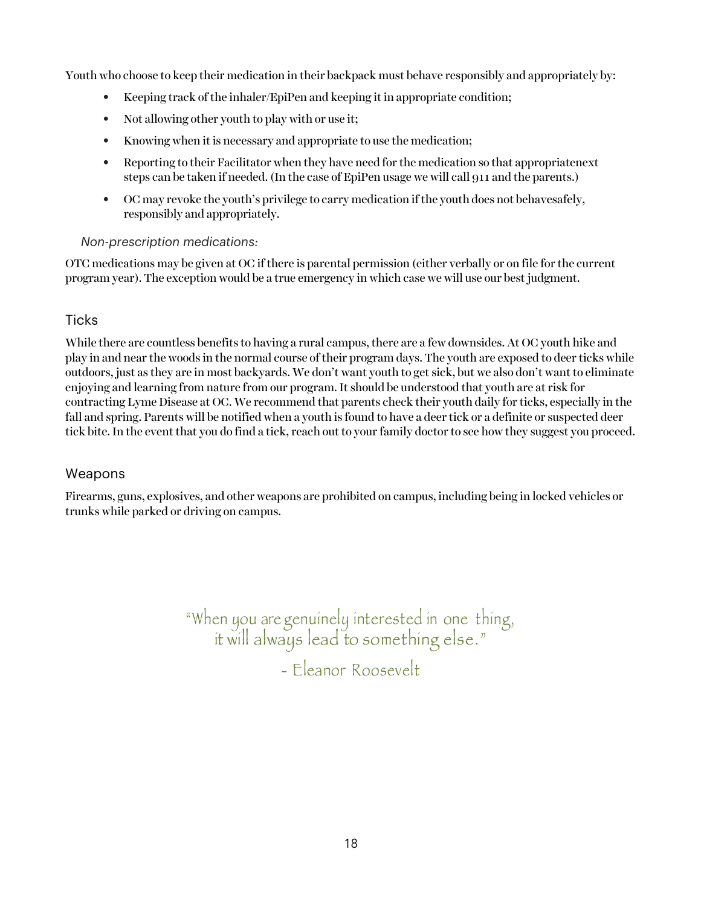Youth who choose to keep their medication in their backpack must behave responsibly and appropriately by:

- Keeping track of the inhaler/EpiPen and keeping it in appropriate condition;
- Not allowing other youth to play with or use it;
- Knowing when it is necessary and appropriate to use the medication;
- Reporting to their Facilitator when they have need for the medication so that appropriatenext steps can be taken if needed. (In the case of EpiPen usage we will call 911 and the parents.)
- OC may revoke the youth's privilege to carry medication if the youth does not behavesafely, responsibly and appropriately.

*Non-prescription medications:*

OTC medications may be given at OC if there is parental permission (either verbally or on file for the current program year). The exception would be a true emergency in which case we will use our best judgment.

## Ticks

While there are countless benefits to having a rural campus, there are a few downsides. At OC youth hike and play in and near the woods in the normal course of their program days. The youth are exposed to deer ticks while outdoors, just as they are in most backyards. We don't want youth to get sick, but we also don't want to eliminate enjoying and learning from nature from our program. It should be understood that youth are at risk for contracting Lyme Disease at OC. We recommend that parents check their youth daily for ticks, especially in the fall and spring. Parents will be notified when a youth is found to have a deer tick or a definite or suspected deer tick bite. In the event that you do find a tick, reach out to your family doctor to see how they suggest you proceed.

## Weapons

Firearms, guns, explosives, and other weapons are prohibited on campus, including being in locked vehicles or trunks while parked or driving on campus.

"When you are genuinely interested in one thing, it will always lead to something else."

- Eleanor Roosevelt